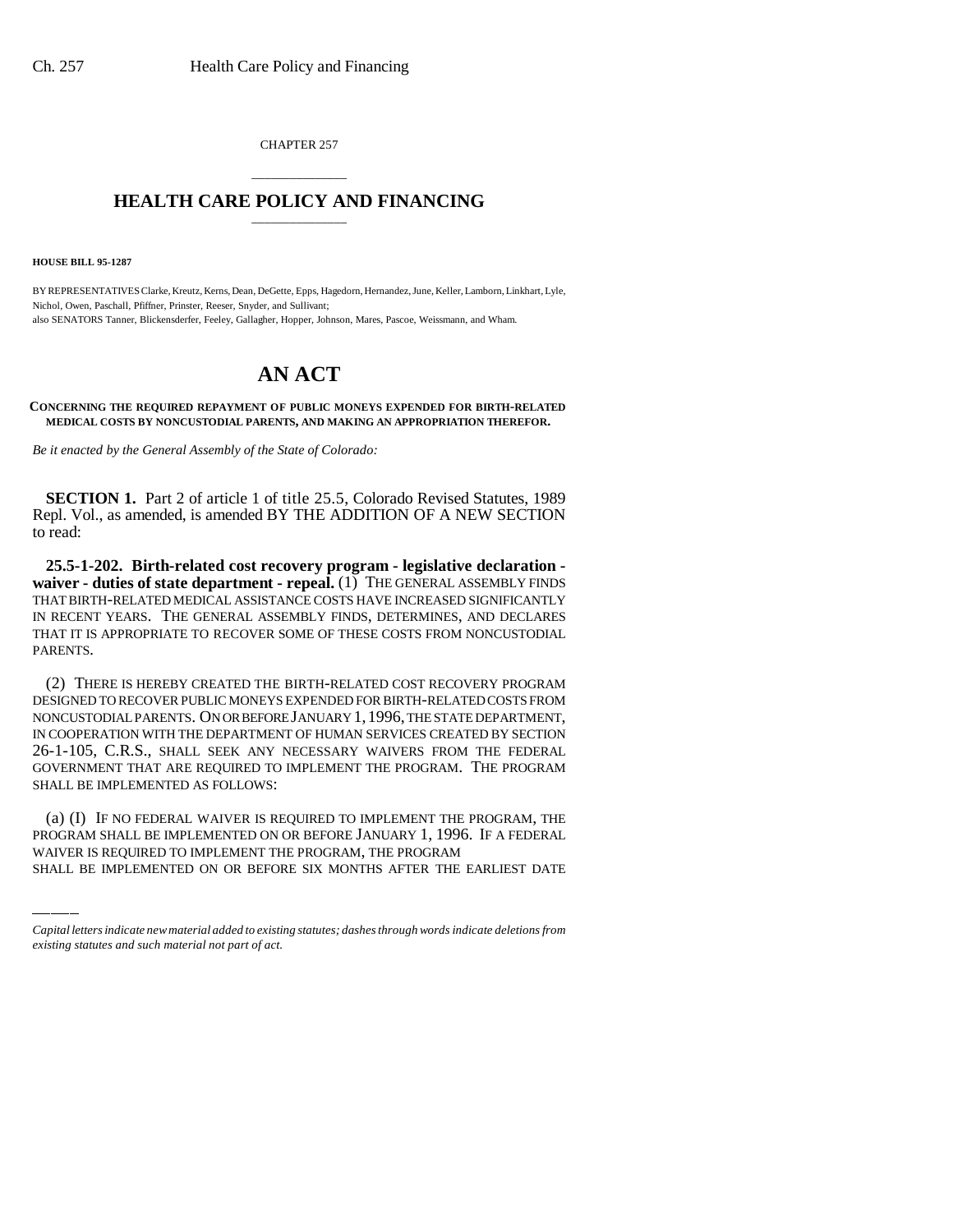CHAPTER 257

# HEALTH CARE POLICY AND FINANCING

**HOUSE BILL 95-1287**

BY REPRESENTATIVES Clarke, Kreutz, Kerns, Dean, DeGette, Epps, Hagedorn, Hernandez, June, Keller, Lamborn, Linkhart, Lyle, Nichol, Owen, Paschall, Pfiffner, Prinster, Reeser, Snyder, and Sullivant;
also SENATORS Tanner, Blickensderfer, Feeley, Gallagher, Hopper, Johnson, Mares, Pascoe, Weissmann, and Wham.

# AN ACT

**CONCERNING THE REQUIRED REPAYMENT OF PUBLIC MONEYS EXPENDED FOR BIRTH-RELATED MEDICAL COSTS BY NONCUSTODIAL PARENTS, AND MAKING AN APPROPRIATION THEREFOR.**

*Be it enacted by the General Assembly of the State of Colorado:*

**SECTION 1.** Part 2 of article 1 of title 25.5, Colorado Revised Statutes, 1989 Repl. Vol., as amended, is amended BY THE ADDITION OF A NEW SECTION to read:

**25.5-1-202. Birth-related cost recovery program - legislative declaration - waiver - duties of state department - repeal.** (1) THE GENERAL ASSEMBLY FINDS THAT BIRTH-RELATED MEDICAL ASSISTANCE COSTS HAVE INCREASED SIGNIFICANTLY IN RECENT YEARS. THE GENERAL ASSEMBLY FINDS, DETERMINES, AND DECLARES THAT IT IS APPROPRIATE TO RECOVER SOME OF THESE COSTS FROM NONCUSTODIAL PARENTS.

(2) THERE IS HEREBY CREATED THE BIRTH-RELATED COST RECOVERY PROGRAM DESIGNED TO RECOVER PUBLIC MONEYS EXPENDED FOR BIRTH-RELATED COSTS FROM NONCUSTODIAL PARENTS. ON OR BEFORE JANUARY 1, 1996, THE STATE DEPARTMENT, IN COOPERATION WITH THE DEPARTMENT OF HUMAN SERVICES CREATED BY SECTION 26-1-105, C.R.S., SHALL SEEK ANY NECESSARY WAIVERS FROM THE FEDERAL GOVERNMENT THAT ARE REQUIRED TO IMPLEMENT THE PROGRAM. THE PROGRAM SHALL BE IMPLEMENTED AS FOLLOWS:

(a) (I) IF NO FEDERAL WAIVER IS REQUIRED TO IMPLEMENT THE PROGRAM, THE PROGRAM SHALL BE IMPLEMENTED ON OR BEFORE JANUARY 1, 1996. IF A FEDERAL WAIVER IS REQUIRED TO IMPLEMENT THE PROGRAM, THE PROGRAM SHALL BE IMPLEMENTED ON OR BEFORE SIX MONTHS AFTER THE EARLIEST DATE

*Capital letters indicate new material added to existing statutes; dashes through words indicate deletions from existing statutes and such material not part of act.*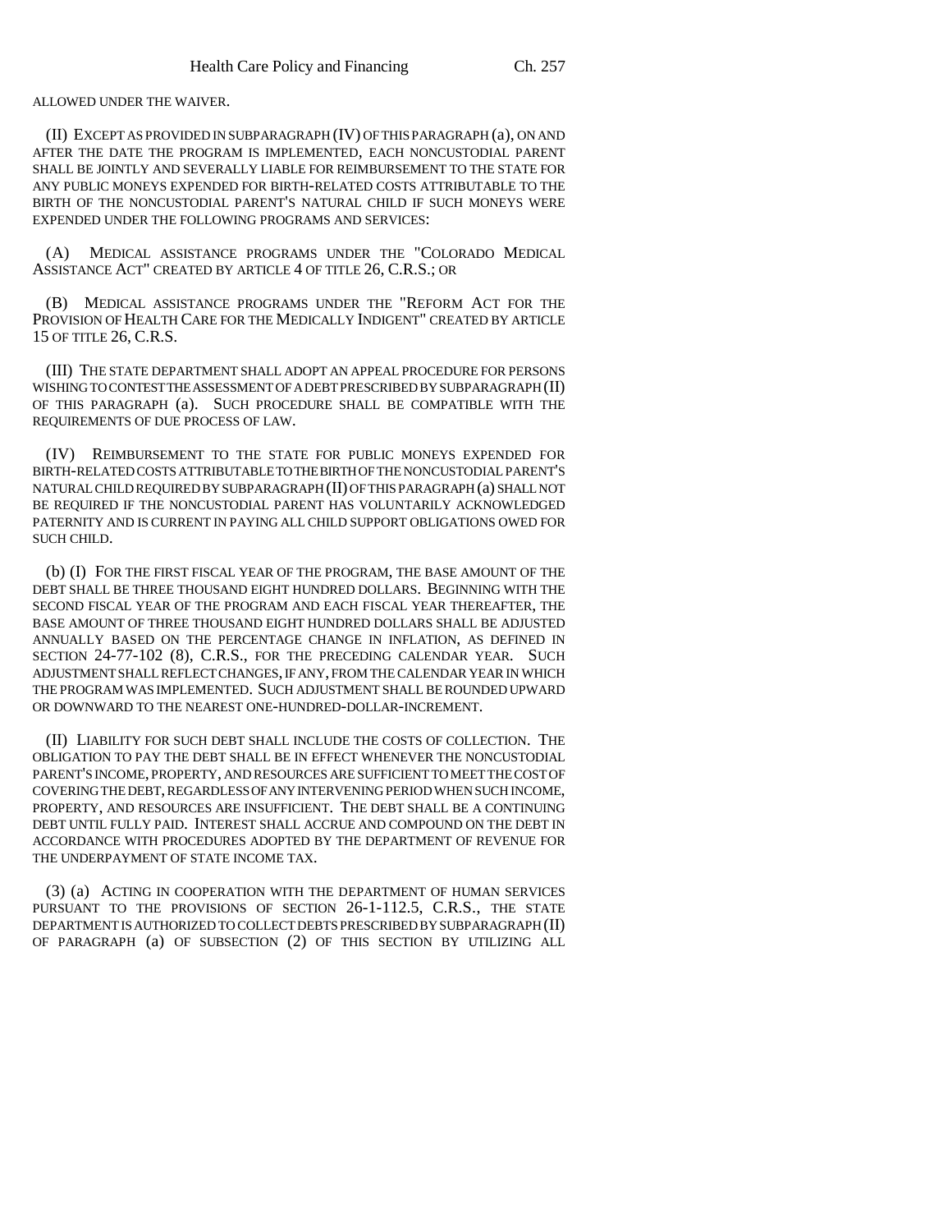ALLOWED UNDER THE WAIVER.

(II) EXCEPT AS PROVIDED IN SUBPARAGRAPH (IV) OF THIS PARAGRAPH (a), ON AND AFTER THE DATE THE PROGRAM IS IMPLEMENTED, EACH NONCUSTODIAL PARENT SHALL BE JOINTLY AND SEVERALLY LIABLE FOR REIMBURSEMENT TO THE STATE FOR ANY PUBLIC MONEYS EXPENDED FOR BIRTH-RELATED COSTS ATTRIBUTABLE TO THE BIRTH OF THE NONCUSTODIAL PARENT'S NATURAL CHILD IF SUCH MONEYS WERE EXPENDED UNDER THE FOLLOWING PROGRAMS AND SERVICES:

(A) MEDICAL ASSISTANCE PROGRAMS UNDER THE "COLORADO MEDICAL ASSISTANCE ACT" CREATED BY ARTICLE 4 OF TITLE 26, C.R.S.; OR

(B) MEDICAL ASSISTANCE PROGRAMS UNDER THE "REFORM ACT FOR THE PROVISION OF HEALTH CARE FOR THE MEDICALLY INDIGENT" CREATED BY ARTICLE 15 OF TITLE 26, C.R.S.

(III) THE STATE DEPARTMENT SHALL ADOPT AN APPEAL PROCEDURE FOR PERSONS WISHING TO CONTEST THE ASSESSMENT OF A DEBT PRESCRIBED BY SUBPARAGRAPH (II) OF THIS PARAGRAPH (a). SUCH PROCEDURE SHALL BE COMPATIBLE WITH THE REQUIREMENTS OF DUE PROCESS OF LAW.

(IV) REIMBURSEMENT TO THE STATE FOR PUBLIC MONEYS EXPENDED FOR BIRTH-RELATED COSTS ATTRIBUTABLE TO THE BIRTH OF THE NONCUSTODIAL PARENT'S NATURAL CHILD REQUIRED BY SUBPARAGRAPH (II) OF THIS PARAGRAPH (a) SHALL NOT BE REQUIRED IF THE NONCUSTODIAL PARENT HAS VOLUNTARILY ACKNOWLEDGED PATERNITY AND IS CURRENT IN PAYING ALL CHILD SUPPORT OBLIGATIONS OWED FOR SUCH CHILD.

(b) (I) FOR THE FIRST FISCAL YEAR OF THE PROGRAM, THE BASE AMOUNT OF THE DEBT SHALL BE THREE THOUSAND EIGHT HUNDRED DOLLARS. BEGINNING WITH THE SECOND FISCAL YEAR OF THE PROGRAM AND EACH FISCAL YEAR THEREAFTER, THE BASE AMOUNT OF THREE THOUSAND EIGHT HUNDRED DOLLARS SHALL BE ADJUSTED ANNUALLY BASED ON THE PERCENTAGE CHANGE IN INFLATION, AS DEFINED IN SECTION 24-77-102 (8), C.R.S., FOR THE PRECEDING CALENDAR YEAR. SUCH ADJUSTMENT SHALL REFLECT CHANGES, IF ANY, FROM THE CALENDAR YEAR IN WHICH THE PROGRAM WAS IMPLEMENTED. SUCH ADJUSTMENT SHALL BE ROUNDED UPWARD OR DOWNWARD TO THE NEAREST ONE-HUNDRED-DOLLAR-INCREMENT.

(II) LIABILITY FOR SUCH DEBT SHALL INCLUDE THE COSTS OF COLLECTION. THE OBLIGATION TO PAY THE DEBT SHALL BE IN EFFECT WHENEVER THE NONCUSTODIAL PARENT'S INCOME, PROPERTY, AND RESOURCES ARE SUFFICIENT TO MEET THE COST OF COVERING THE DEBT, REGARDLESS OF ANY INTERVENING PERIOD WHEN SUCH INCOME, PROPERTY, AND RESOURCES ARE INSUFFICIENT. THE DEBT SHALL BE A CONTINUING DEBT UNTIL FULLY PAID. INTEREST SHALL ACCRUE AND COMPOUND ON THE DEBT IN ACCORDANCE WITH PROCEDURES ADOPTED BY THE DEPARTMENT OF REVENUE FOR THE UNDERPAYMENT OF STATE INCOME TAX.

(3) (a) ACTING IN COOPERATION WITH THE DEPARTMENT OF HUMAN SERVICES PURSUANT TO THE PROVISIONS OF SECTION 26-1-112.5, C.R.S., THE STATE DEPARTMENT IS AUTHORIZED TO COLLECT DEBTS PRESCRIBED BY SUBPARAGRAPH (II) OF PARAGRAPH (a) OF SUBSECTION (2) OF THIS SECTION BY UTILIZING ALL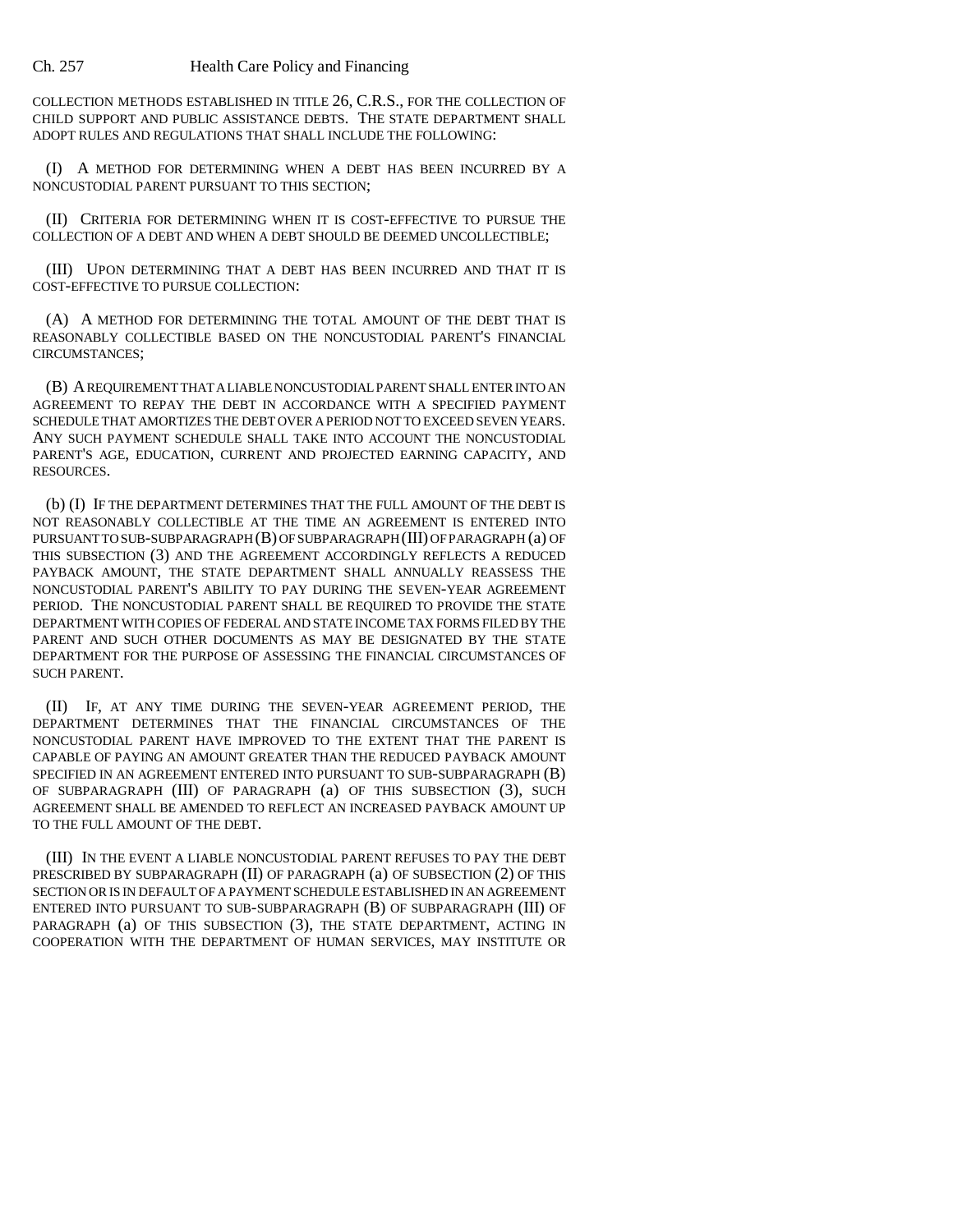COLLECTION METHODS ESTABLISHED IN TITLE 26, C.R.S., FOR THE COLLECTION OF CHILD SUPPORT AND PUBLIC ASSISTANCE DEBTS. THE STATE DEPARTMENT SHALL ADOPT RULES AND REGULATIONS THAT SHALL INCLUDE THE FOLLOWING:

(I) A METHOD FOR DETERMINING WHEN A DEBT HAS BEEN INCURRED BY A NONCUSTODIAL PARENT PURSUANT TO THIS SECTION;

(II) CRITERIA FOR DETERMINING WHEN IT IS COST-EFFECTIVE TO PURSUE THE COLLECTION OF A DEBT AND WHEN A DEBT SHOULD BE DEEMED UNCOLLECTIBLE;

(III) UPON DETERMINING THAT A DEBT HAS BEEN INCURRED AND THAT IT IS COST-EFFECTIVE TO PURSUE COLLECTION:

(A) A METHOD FOR DETERMINING THE TOTAL AMOUNT OF THE DEBT THAT IS REASONABLY COLLECTIBLE BASED ON THE NONCUSTODIAL PARENT'S FINANCIAL CIRCUMSTANCES;

(B) A REQUIREMENT THAT A LIABLE NONCUSTODIAL PARENT SHALL ENTER INTO AN AGREEMENT TO REPAY THE DEBT IN ACCORDANCE WITH A SPECIFIED PAYMENT SCHEDULE THAT AMORTIZES THE DEBT OVER A PERIOD NOT TO EXCEED SEVEN YEARS. ANY SUCH PAYMENT SCHEDULE SHALL TAKE INTO ACCOUNT THE NONCUSTODIAL PARENT'S AGE, EDUCATION, CURRENT AND PROJECTED EARNING CAPACITY, AND RESOURCES.

(b) (I) IF THE DEPARTMENT DETERMINES THAT THE FULL AMOUNT OF THE DEBT IS NOT REASONABLY COLLECTIBLE AT THE TIME AN AGREEMENT IS ENTERED INTO PURSUANT TO SUB-SUBPARAGRAPH (B) OF SUBPARAGRAPH (III) OF PARAGRAPH (a) OF THIS SUBSECTION (3) AND THE AGREEMENT ACCORDINGLY REFLECTS A REDUCED PAYBACK AMOUNT, THE STATE DEPARTMENT SHALL ANNUALLY REASSESS THE NONCUSTODIAL PARENT'S ABILITY TO PAY DURING THE SEVEN-YEAR AGREEMENT PERIOD. THE NONCUSTODIAL PARENT SHALL BE REQUIRED TO PROVIDE THE STATE DEPARTMENT WITH COPIES OF FEDERAL AND STATE INCOME TAX FORMS FILED BY THE PARENT AND SUCH OTHER DOCUMENTS AS MAY BE DESIGNATED BY THE STATE DEPARTMENT FOR THE PURPOSE OF ASSESSING THE FINANCIAL CIRCUMSTANCES OF SUCH PARENT.

(II) IF, AT ANY TIME DURING THE SEVEN-YEAR AGREEMENT PERIOD, THE DEPARTMENT DETERMINES THAT THE FINANCIAL CIRCUMSTANCES OF THE NONCUSTODIAL PARENT HAVE IMPROVED TO THE EXTENT THAT THE PARENT IS CAPABLE OF PAYING AN AMOUNT GREATER THAN THE REDUCED PAYBACK AMOUNT SPECIFIED IN AN AGREEMENT ENTERED INTO PURSUANT TO SUB-SUBPARAGRAPH (B) OF SUBPARAGRAPH (III) OF PARAGRAPH (a) OF THIS SUBSECTION (3), SUCH AGREEMENT SHALL BE AMENDED TO REFLECT AN INCREASED PAYBACK AMOUNT UP TO THE FULL AMOUNT OF THE DEBT.

(III) IN THE EVENT A LIABLE NONCUSTODIAL PARENT REFUSES TO PAY THE DEBT PRESCRIBED BY SUBPARAGRAPH (II) OF PARAGRAPH (a) OF SUBSECTION (2) OF THIS SECTION OR IS IN DEFAULT OF A PAYMENT SCHEDULE ESTABLISHED IN AN AGREEMENT ENTERED INTO PURSUANT TO SUB-SUBPARAGRAPH (B) OF SUBPARAGRAPH (III) OF PARAGRAPH (a) OF THIS SUBSECTION (3), THE STATE DEPARTMENT, ACTING IN COOPERATION WITH THE DEPARTMENT OF HUMAN SERVICES, MAY INSTITUTE OR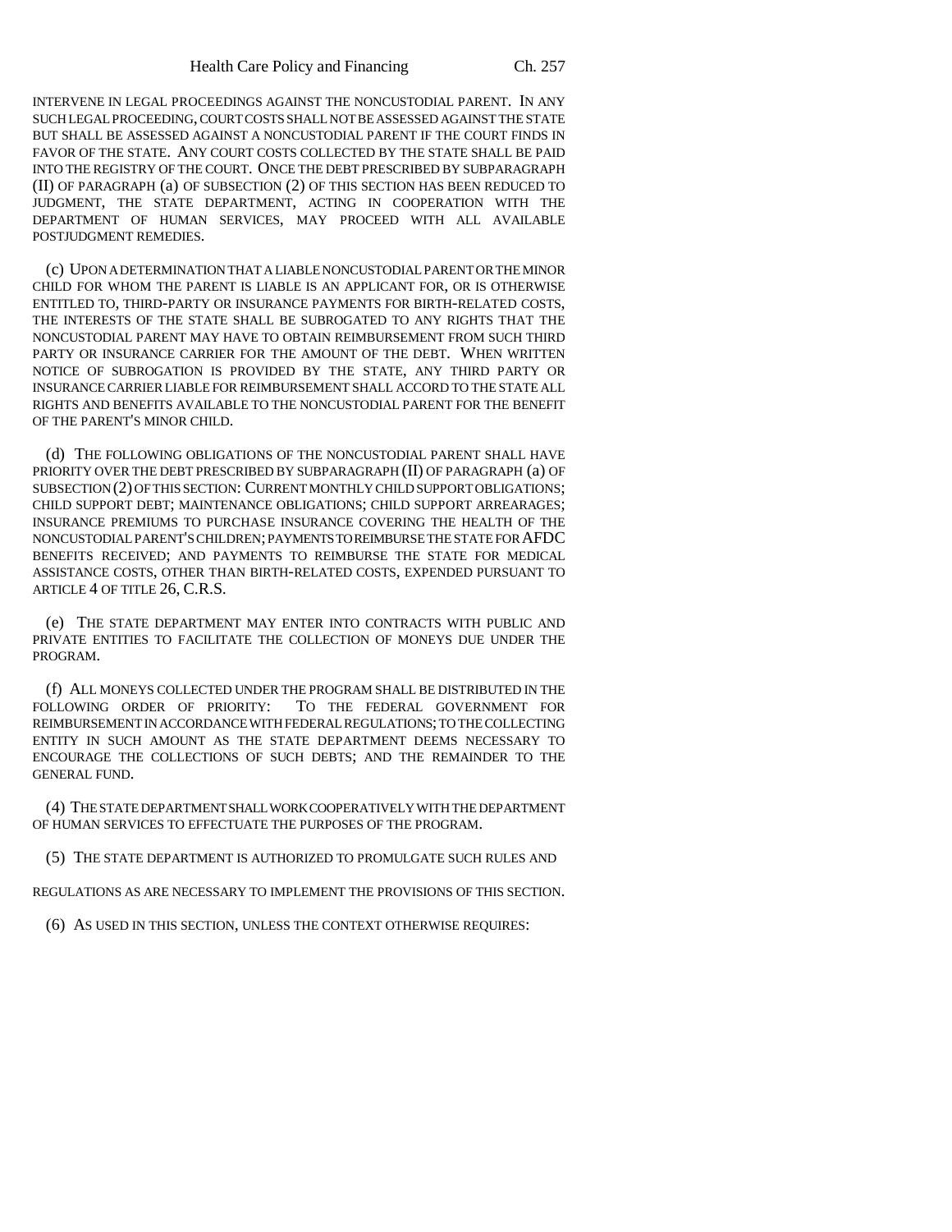INTERVENE IN LEGAL PROCEEDINGS AGAINST THE NONCUSTODIAL PARENT. IN ANY SUCH LEGAL PROCEEDING, COURT COSTS SHALL NOT BE ASSESSED AGAINST THE STATE BUT SHALL BE ASSESSED AGAINST A NONCUSTODIAL PARENT IF THE COURT FINDS IN FAVOR OF THE STATE. ANY COURT COSTS COLLECTED BY THE STATE SHALL BE PAID INTO THE REGISTRY OF THE COURT. ONCE THE DEBT PRESCRIBED BY SUBPARAGRAPH (II) OF PARAGRAPH (a) OF SUBSECTION (2) OF THIS SECTION HAS BEEN REDUCED TO JUDGMENT, THE STATE DEPARTMENT, ACTING IN COOPERATION WITH THE DEPARTMENT OF HUMAN SERVICES, MAY PROCEED WITH ALL AVAILABLE POSTJUDGMENT REMEDIES.

(c) UPON A DETERMINATION THAT A LIABLE NONCUSTODIAL PARENT OR THE MINOR CHILD FOR WHOM THE PARENT IS LIABLE IS AN APPLICANT FOR, OR IS OTHERWISE ENTITLED TO, THIRD-PARTY OR INSURANCE PAYMENTS FOR BIRTH-RELATED COSTS, THE INTERESTS OF THE STATE SHALL BE SUBROGATED TO ANY RIGHTS THAT THE NONCUSTODIAL PARENT MAY HAVE TO OBTAIN REIMBURSEMENT FROM SUCH THIRD PARTY OR INSURANCE CARRIER FOR THE AMOUNT OF THE DEBT. WHEN WRITTEN NOTICE OF SUBROGATION IS PROVIDED BY THE STATE, ANY THIRD PARTY OR INSURANCE CARRIER LIABLE FOR REIMBURSEMENT SHALL ACCORD TO THE STATE ALL RIGHTS AND BENEFITS AVAILABLE TO THE NONCUSTODIAL PARENT FOR THE BENEFIT OF THE PARENT'S MINOR CHILD.

(d) THE FOLLOWING OBLIGATIONS OF THE NONCUSTODIAL PARENT SHALL HAVE PRIORITY OVER THE DEBT PRESCRIBED BY SUBPARAGRAPH (II) OF PARAGRAPH (a) OF SUBSECTION (2) OF THIS SECTION: CURRENT MONTHLY CHILD SUPPORT OBLIGATIONS; CHILD SUPPORT DEBT; MAINTENANCE OBLIGATIONS; CHILD SUPPORT ARREARAGES; INSURANCE PREMIUMS TO PURCHASE INSURANCE COVERING THE HEALTH OF THE NONCUSTODIAL PARENT'S CHILDREN; PAYMENTS TO REIMBURSE THE STATE FOR AFDC BENEFITS RECEIVED; AND PAYMENTS TO REIMBURSE THE STATE FOR MEDICAL ASSISTANCE COSTS, OTHER THAN BIRTH-RELATED COSTS, EXPENDED PURSUANT TO ARTICLE 4 OF TITLE 26, C.R.S.

(e) THE STATE DEPARTMENT MAY ENTER INTO CONTRACTS WITH PUBLIC AND PRIVATE ENTITIES TO FACILITATE THE COLLECTION OF MONEYS DUE UNDER THE PROGRAM.

(f) ALL MONEYS COLLECTED UNDER THE PROGRAM SHALL BE DISTRIBUTED IN THE FOLLOWING ORDER OF PRIORITY: TO THE FEDERAL GOVERNMENT FOR REIMBURSEMENT IN ACCORDANCE WITH FEDERAL REGULATIONS; TO THE COLLECTING ENTITY IN SUCH AMOUNT AS THE STATE DEPARTMENT DEEMS NECESSARY TO ENCOURAGE THE COLLECTIONS OF SUCH DEBTS; AND THE REMAINDER TO THE GENERAL FUND.

(4) THE STATE DEPARTMENT SHALL WORK COOPERATIVELY WITH THE DEPARTMENT OF HUMAN SERVICES TO EFFECTUATE THE PURPOSES OF THE PROGRAM.

(5) THE STATE DEPARTMENT IS AUTHORIZED TO PROMULGATE SUCH RULES AND REGULATIONS AS ARE NECESSARY TO IMPLEMENT THE PROVISIONS OF THIS SECTION.

(6) AS USED IN THIS SECTION, UNLESS THE CONTEXT OTHERWISE REQUIRES: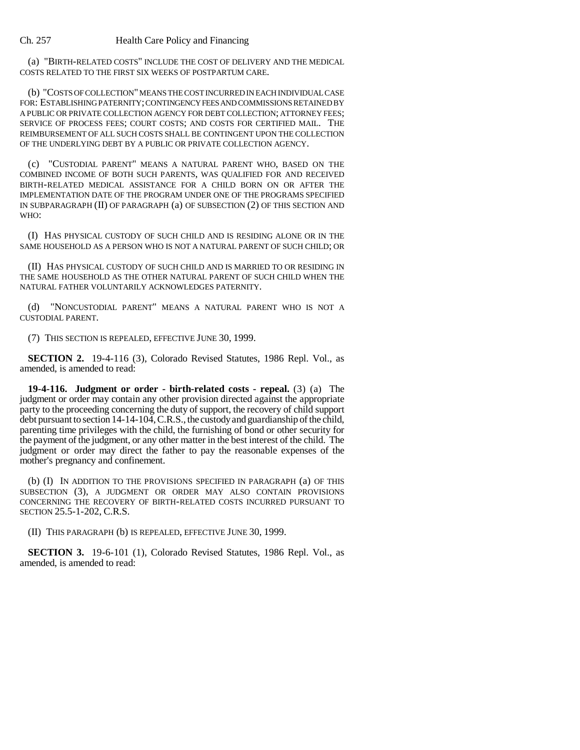(a) "BIRTH-RELATED COSTS" INCLUDE THE COST OF DELIVERY AND THE MEDICAL COSTS RELATED TO THE FIRST SIX WEEKS OF POSTPARTUM CARE.

(b) "COSTS OF COLLECTION" MEANS THE COST INCURRED IN EACH INDIVIDUAL CASE FOR: ESTABLISHING PATERNITY; CONTINGENCY FEES AND COMMISSIONS RETAINED BY A PUBLIC OR PRIVATE COLLECTION AGENCY FOR DEBT COLLECTION; ATTORNEY FEES; SERVICE OF PROCESS FEES; COURT COSTS; AND COSTS FOR CERTIFIED MAIL. THE REIMBURSEMENT OF ALL SUCH COSTS SHALL BE CONTINGENT UPON THE COLLECTION OF THE UNDERLYING DEBT BY A PUBLIC OR PRIVATE COLLECTION AGENCY.

(c) "CUSTODIAL PARENT" MEANS A NATURAL PARENT WHO, BASED ON THE COMBINED INCOME OF BOTH SUCH PARENTS, WAS QUALIFIED FOR AND RECEIVED BIRTH-RELATED MEDICAL ASSISTANCE FOR A CHILD BORN ON OR AFTER THE IMPLEMENTATION DATE OF THE PROGRAM UNDER ONE OF THE PROGRAMS SPECIFIED IN SUBPARAGRAPH (II) OF PARAGRAPH (a) OF SUBSECTION (2) OF THIS SECTION AND WHO:

(I) HAS PHYSICAL CUSTODY OF SUCH CHILD AND IS RESIDING ALONE OR IN THE SAME HOUSEHOLD AS A PERSON WHO IS NOT A NATURAL PARENT OF SUCH CHILD; OR

(II) HAS PHYSICAL CUSTODY OF SUCH CHILD AND IS MARRIED TO OR RESIDING IN THE SAME HOUSEHOLD AS THE OTHER NATURAL PARENT OF SUCH CHILD WHEN THE NATURAL FATHER VOLUNTARILY ACKNOWLEDGES PATERNITY.

(d) "NONCUSTODIAL PARENT" MEANS A NATURAL PARENT WHO IS NOT A CUSTODIAL PARENT.

(7) THIS SECTION IS REPEALED, EFFECTIVE JUNE 30, 1999.

**SECTION 2.** 19-4-116 (3), Colorado Revised Statutes, 1986 Repl. Vol., as amended, is amended to read:

**19-4-116. Judgment or order - birth-related costs - repeal.** (3) (a) The judgment or order may contain any other provision directed against the appropriate party to the proceeding concerning the duty of support, the recovery of child support debt pursuant to section 14-14-104, C.R.S., the custody and guardianship of the child, parenting time privileges with the child, the furnishing of bond or other security for the payment of the judgment, or any other matter in the best interest of the child. The judgment or order may direct the father to pay the reasonable expenses of the mother's pregnancy and confinement.

(b) (I) IN ADDITION TO THE PROVISIONS SPECIFIED IN PARAGRAPH (a) OF THIS SUBSECTION (3), A JUDGMENT OR ORDER MAY ALSO CONTAIN PROVISIONS CONCERNING THE RECOVERY OF BIRTH-RELATED COSTS INCURRED PURSUANT TO SECTION 25.5-1-202, C.R.S.

(II) THIS PARAGRAPH (b) IS REPEALED, EFFECTIVE JUNE 30, 1999.

**SECTION 3.** 19-6-101 (1), Colorado Revised Statutes, 1986 Repl. Vol., as amended, is amended to read: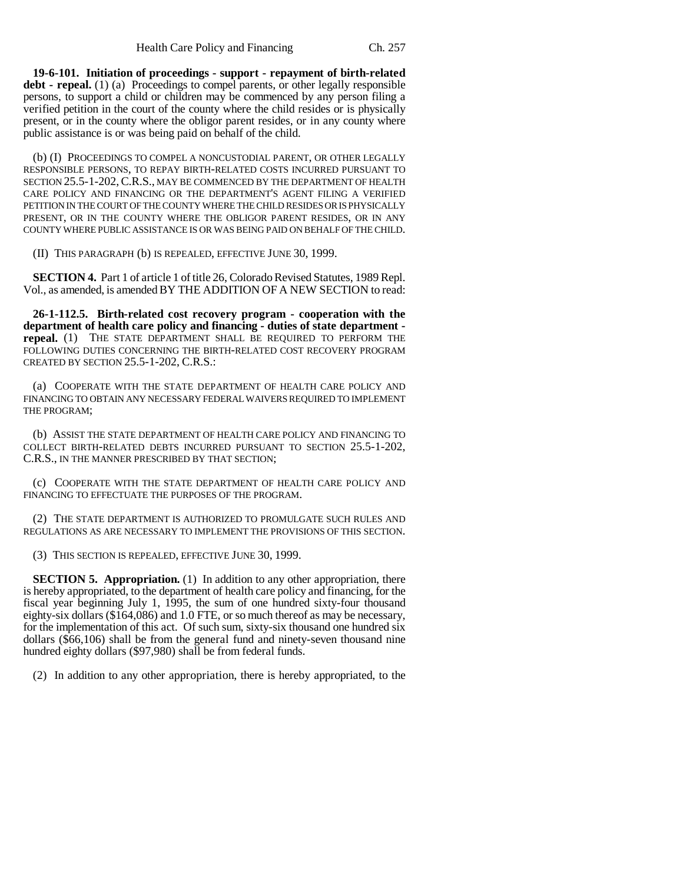**19-6-101. Initiation of proceedings - support - repayment of birth-related debt - repeal.** (1) (a) Proceedings to compel parents, or other legally responsible persons, to support a child or children may be commenced by any person filing a verified petition in the court of the county where the child resides or is physically present, or in the county where the obligor parent resides, or in any county where public assistance is or was being paid on behalf of the child.

(b) (I) PROCEEDINGS TO COMPEL A NONCUSTODIAL PARENT, OR OTHER LEGALLY RESPONSIBLE PERSONS, TO REPAY BIRTH-RELATED COSTS INCURRED PURSUANT TO SECTION 25.5-1-202, C.R.S., MAY BE COMMENCED BY THE DEPARTMENT OF HEALTH CARE POLICY AND FINANCING OR THE DEPARTMENT'S AGENT FILING A VERIFIED PETITION IN THE COURT OF THE COUNTY WHERE THE CHILD RESIDES OR IS PHYSICALLY PRESENT, OR IN THE COUNTY WHERE THE OBLIGOR PARENT RESIDES, OR IN ANY COUNTY WHERE PUBLIC ASSISTANCE IS OR WAS BEING PAID ON BEHALF OF THE CHILD.

(II) THIS PARAGRAPH (b) IS REPEALED, EFFECTIVE JUNE 30, 1999.

**SECTION 4.** Part 1 of article 1 of title 26, Colorado Revised Statutes, 1989 Repl. Vol., as amended, is amended BY THE ADDITION OF A NEW SECTION to read:

**26-1-112.5. Birth-related cost recovery program - cooperation with the department of health care policy and financing - duties of state department - repeal.** (1) THE STATE DEPARTMENT SHALL BE REQUIRED TO PERFORM THE FOLLOWING DUTIES CONCERNING THE BIRTH-RELATED COST RECOVERY PROGRAM CREATED BY SECTION 25.5-1-202, C.R.S.:

(a) COOPERATE WITH THE STATE DEPARTMENT OF HEALTH CARE POLICY AND FINANCING TO OBTAIN ANY NECESSARY FEDERAL WAIVERS REQUIRED TO IMPLEMENT THE PROGRAM;

(b) ASSIST THE STATE DEPARTMENT OF HEALTH CARE POLICY AND FINANCING TO COLLECT BIRTH-RELATED DEBTS INCURRED PURSUANT TO SECTION 25.5-1-202, C.R.S., IN THE MANNER PRESCRIBED BY THAT SECTION;

(c) COOPERATE WITH THE STATE DEPARTMENT OF HEALTH CARE POLICY AND FINANCING TO EFFECTUATE THE PURPOSES OF THE PROGRAM.

(2) THE STATE DEPARTMENT IS AUTHORIZED TO PROMULGATE SUCH RULES AND REGULATIONS AS ARE NECESSARY TO IMPLEMENT THE PROVISIONS OF THIS SECTION.

(3) THIS SECTION IS REPEALED, EFFECTIVE JUNE 30, 1999.

**SECTION 5. Appropriation.** (1) In addition to any other appropriation, there is hereby appropriated, to the department of health care policy and financing, for the fiscal year beginning July 1, 1995, the sum of one hundred sixty-four thousand eighty-six dollars ($164,086) and 1.0 FTE, or so much thereof as may be necessary, for the implementation of this act. Of such sum, sixty-six thousand one hundred six dollars ($66,106) shall be from the general fund and ninety-seven thousand nine hundred eighty dollars ($97,980) shall be from federal funds.

(2) In addition to any other appropriation, there is hereby appropriated, to the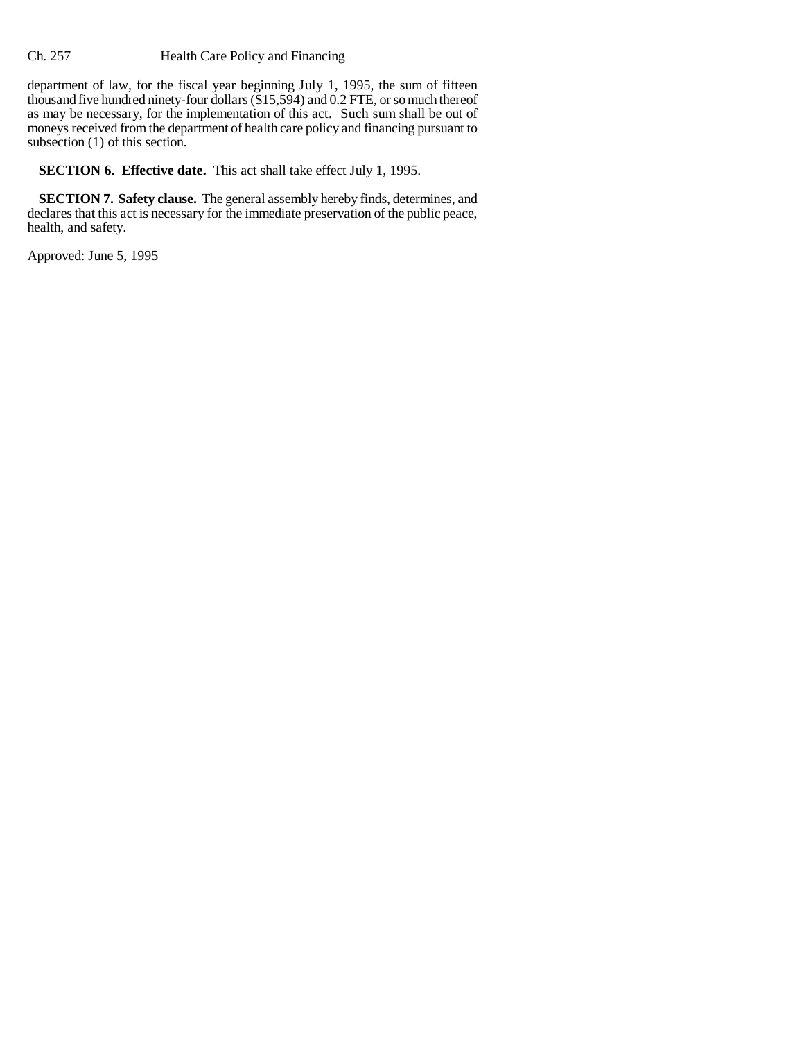department of law, for the fiscal year beginning July 1, 1995, the sum of fifteen thousand five hundred ninety-four dollars ($15,594) and 0.2 FTE, or so much thereof as may be necessary, for the implementation of this act. Such sum shall be out of moneys received from the department of health care policy and financing pursuant to subsection (1) of this section.

**SECTION 6. Effective date.** This act shall take effect July 1, 1995.

**SECTION 7. Safety clause.** The general assembly hereby finds, determines, and declares that this act is necessary for the immediate preservation of the public peace, health, and safety.

Approved: June 5, 1995